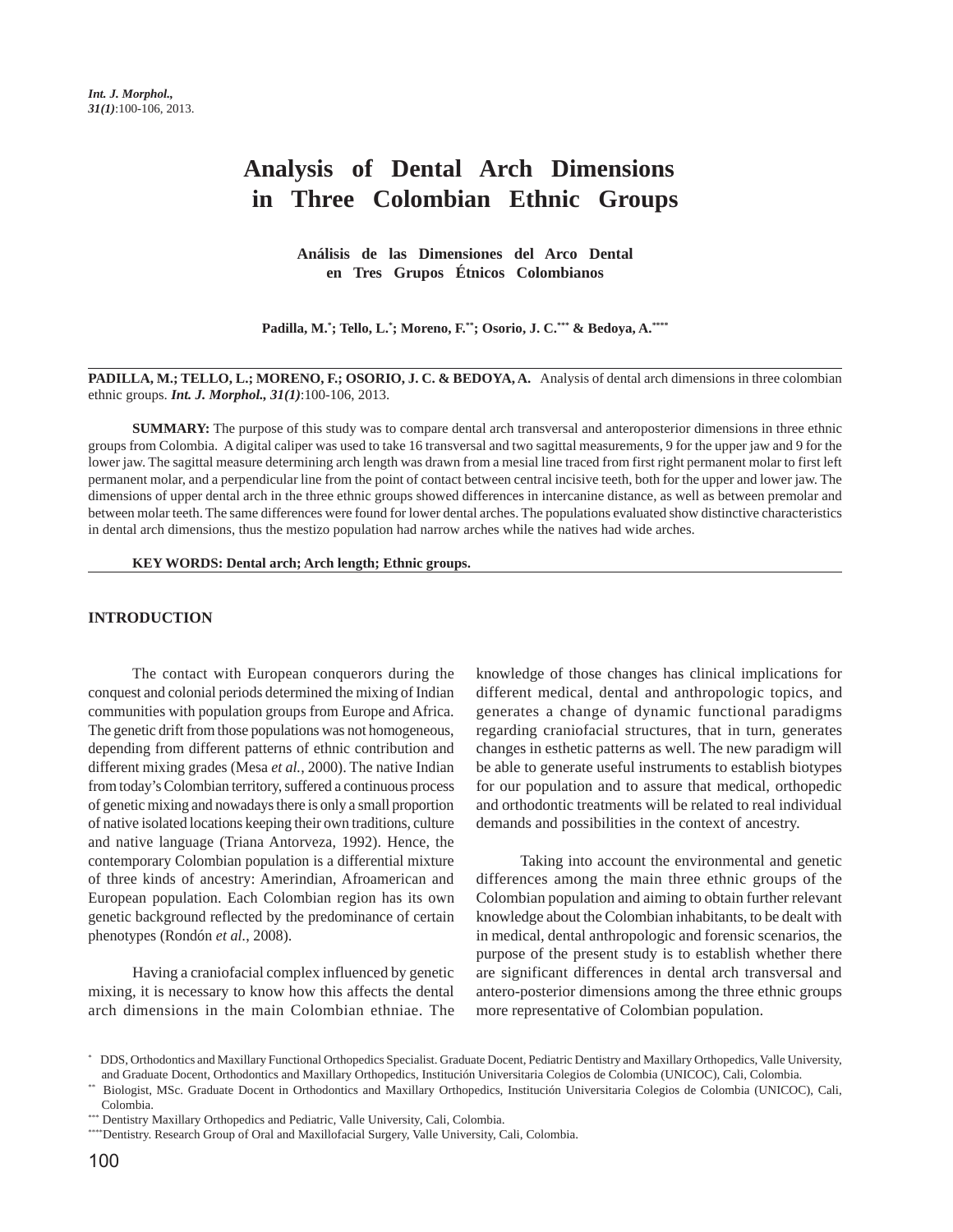# Analysis of Dental Arch Dimensions in Three Colombian Ethnic Groups

## Análisis de las Dimensiones del Arco Dental en Tres Grupos Étnicos Colombianos

**Padilla, M.[*]; Tello, L.[*]; Moreno, F.[**]; Osorio, J. C.[***] & Bedoya, A.[****]**

---

**PADILLA, M.; TELLO, L.; MORENO, F.; OSORIO, J. C. & BEDOYA, A.** Analysis of dental arch dimensions in three colombian ethnic groups. ***Int. J. Morphol., 31(1)***:100-106, 2013.

**SUMMARY:** The purpose of this study was to compare dental arch transversal and anteroposterior dimensions in three ethnic groups from Colombia. A digital caliper was used to take 16 transversal and two sagittal measurements, 9 for the upper jaw and 9 for the lower jaw. The sagittal measure determining arch length was drawn from a mesial line traced from first right permanent molar to first left permanent molar, and a perpendicular line from the point of contact between central incisive teeth, both for the upper and lower jaw. The dimensions of upper dental arch in the three ethnic groups showed differences in intercanine distance, as well as between premolar and between molar teeth. The same differences were found for lower dental arches. The populations evaluated show distinctive characteristics in dental arch dimensions, thus the mestizo population had narrow arches while the natives had wide arches.

**KEY WORDS: Dental arch; Arch length; Ethnic groups.**

---

## INTRODUCTION

The contact with European conquerors during the conquest and colonial periods determined the mixing of Indian communities with population groups from Europe and Africa. The genetic drift from those populations was not homogeneous, depending from different patterns of ethnic contribution and different mixing grades (Mesa *et al.*, 2000). The native Indian from today's Colombian territory, suffered a continuous process of genetic mixing and nowadays there is only a small proportion of native isolated locations keeping their own traditions, culture and native language (Triana Antorveza, 1992). Hence, the contemporary Colombian population is a differential mixture of three kinds of ancestry: Amerindian, Afroamerican and European population. Each Colombian region has its own genetic background reflected by the predominance of certain phenotypes (Rondón *et al.*, 2008).

Having a craniofacial complex influenced by genetic mixing, it is necessary to know how this affects the dental arch dimensions in the main Colombian ethniae. The knowledge of those changes has clinical implications for different medical, dental and anthropologic topics, and generates a change of dynamic functional paradigms regarding craniofacial structures, that in turn, generates changes in esthetic patterns as well. The new paradigm will be able to generate useful instruments to establish biotypes for our population and to assure that medical, orthopedic and orthodontic treatments will be related to real individual demands and possibilities in the context of ancestry.

Taking into account the environmental and genetic differences among the main three ethnic groups of the Colombian population and aiming to obtain further relevant knowledge about the Colombian inhabitants, to be dealt with in medical, dental anthropologic and forensic scenarios, the purpose of the present study is to establish whether there are significant differences in dental arch transversal and antero-posterior dimensions among the three ethnic groups more representative of Colombian population.

---

[*] DDS, Orthodontics and Maxillary Functional Orthopedics Specialist. Graduate Docent, Pediatric Dentistry and Maxillary Orthopedics, Valle University, and Graduate Docent, Orthodontics and Maxillary Orthopedics, Institución Universitaria Colegios de Colombia (UNICOC), Cali, Colombia.

[**] Biologist, MSc. Graduate Docent in Orthodontics and Maxillary Orthopedics, Institución Universitaria Colegios de Colombia (UNICOC), Cali, Colombia.

[***] Dentistry Maxillary Orthopedics and Pediatric, Valle University, Cali, Colombia.

[****] Dentistry. Research Group of Oral and Maxillofacial Surgery, Valle University, Cali, Colombia.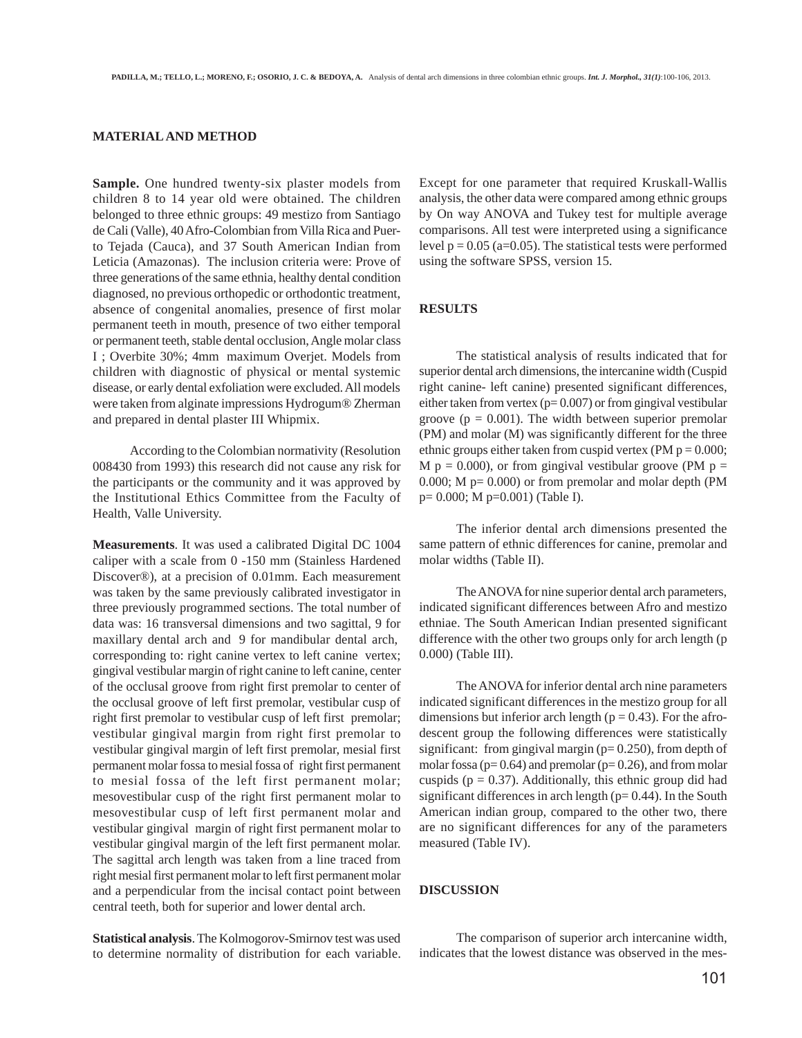## MATERIAL AND METHOD

**Sample.** One hundred twenty-six plaster models from children 8 to 14 year old were obtained. The children belonged to three ethnic groups: 49 mestizo from Santiago de Cali (Valle), 40 Afro-Colombian from Villa Rica and Puerto Tejada (Cauca), and 37 South American Indian from Leticia (Amazonas). The inclusion criteria were: Prove of three generations of the same ethnia, healthy dental condition diagnosed, no previous orthopedic or orthodontic treatment, absence of congenital anomalies, presence of first molar permanent teeth in mouth, presence of two either temporal or permanent teeth, stable dental occlusion, Angle molar class I ; Overbite 30%; 4mm maximum Overjet. Models from children with diagnostic of physical or mental systemic disease, or early dental exfoliation were excluded. All models were taken from alginate impressions Hydrogum® Zherman and prepared in dental plaster III Whipmix.

According to the Colombian normativity (Resolution 008430 from 1993) this research did not cause any risk for the participants or the community and it was approved by the Institutional Ethics Committee from the Faculty of Health, Valle University.

**Measurements**. It was used a calibrated Digital DC 1004 caliper with a scale from 0 -150 mm (Stainless Hardened Discover®), at a precision of 0.01mm. Each measurement was taken by the same previously calibrated investigator in three previously programmed sections. The total number of data was: 16 transversal dimensions and two sagittal, 9 for maxillary dental arch and 9 for mandibular dental arch, corresponding to: right canine vertex to left canine vertex; gingival vestibular margin of right canine to left canine, center of the occlusal groove from right first premolar to center of the occlusal groove of left first premolar, vestibular cusp of right first premolar to vestibular cusp of left first premolar; vestibular gingival margin from right first premolar to vestibular gingival margin of left first premolar, mesial first permanent molar fossa to mesial fossa of right first permanent to mesial fossa of the left first permanent molar; mesovestibular cusp of the right first permanent molar to mesovestibular cusp of left first permanent molar and vestibular gingival margin of right first permanent molar to vestibular gingival margin of the left first permanent molar. The sagittal arch length was taken from a line traced from right mesial first permanent molar to left first permanent molar and a perpendicular from the incisal contact point between central teeth, both for superior and lower dental arch.

**Statistical analysis**. The Kolmogorov-Smirnov test was used to determine normality of distribution for each variable. Except for one parameter that required Kruskall-Wallis analysis, the other data were compared among ethnic groups by On way ANOVA and Tukey test for multiple average comparisons. All test were interpreted using a significance level $p = 0.05$ ($a=0.05$). The statistical tests were performed using the software SPSS, version 15.

## RESULTS

The statistical analysis of results indicated that for superior dental arch dimensions, the intercanine width (Cuspid right canine- left canine) presented significant differences, either taken from vertex ($p= 0.007$) or from gingival vestibular groove ($p = 0.001$). The width between superior premolar (PM) and molar (M) was significantly different for the three ethnic groups either taken from cuspid vertex (PM $p = 0.000$; M $p = 0.000$), or from gingival vestibular groove (PM $p = 0.000$; M $p= 0.000$) or from premolar and molar depth (PM $p= 0.000$; M $p=0.001$) (Table I).

The inferior dental arch dimensions presented the same pattern of ethnic differences for canine, premolar and molar widths (Table II).

The ANOVA for nine superior dental arch parameters, indicated significant differences between Afro and mestizo ethniae. The South American Indian presented significant difference with the other two groups only for arch length (p 0.000) (Table III).

The ANOVA for inferior dental arch nine parameters indicated significant differences in the mestizo group for all dimensions but inferior arch length ($p = 0.43$). For the afro-descent group the following differences were statistically significant: from gingival margin ($p= 0.250$), from depth of molar fossa ($p= 0.64$) and premolar ($p= 0.26$), and from molar cuspids ($p = 0.37$). Additionally, this ethnic group did had significant differences in arch length ($p= 0.44$). In the South American indian group, compared to the other two, there are no significant differences for any of the parameters measured (Table IV).

## DISCUSSION

The comparison of superior arch intercanine width, indicates that the lowest distance was observed in the mes-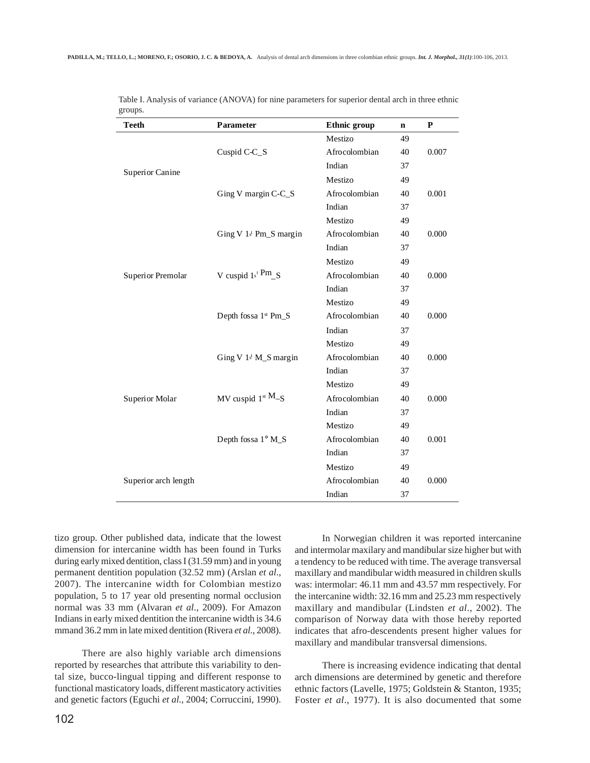Table I. Analysis of variance (ANOVA) for nine parameters for superior dental arch in three ethnic groups.

| Teeth | Parameter | Ethnic group | n | P |
|---|---|---|---|---|
| Superior Canine | Cuspid C-C_S | Mestizo | 49 | |
| | | Afrocolombian | 40 | 0.007 |
| | | Indian | 37 | |
| | Ging V margin C-C_S | Mestizo | 49 | |
| | | Afrocolombian | 40 | 0.001 |
| | | Indian | 37 | |
| Superior Premolar | Ging V 1st Pm_S margin | Mestizo | 49 | |
| | | Afrocolombian | 40 | 0.000 |
| | | Indian | 37 | |
| | V cuspid 1st Pm_S | Mestizo | 49 | |
| | | Afrocolombian | 40 | 0.000 |
| | | Indian | 37 | |
| | Depth fossa 1st Pm_S | Mestizo | 49 | |
| | | Afrocolombian | 40 | 0.000 |
| | | Indian | 37 | |
| Superior Molar | Ging V 1st M_S margin | Mestizo | 49 | |
| | | Afrocolombian | 40 | 0.000 |
| | | Indian | 37 | |
| | MV cuspid 1st M_S | Mestizo | 49 | |
| | | Afrocolombian | 40 | 0.000 |
| | | Indian | 37 | |
| | Depth fossa 1° M_S | Mestizo | 49 | |
| | | Afrocolombian | 40 | 0.001 |
| | | Indian | 37 | |
| Superior arch length | | Mestizo | 49 | |
| | | Afrocolombian | 40 | 0.000 |
| | | Indian | 37 | |

tizo group. Other published data, indicate that the lowest dimension for intercanine width has been found in Turks during early mixed dentition, class I (31.59 mm) and in young permanent dentition population (32.52 mm) (Arslan *et al*., 2007). The intercanine width for Colombian mestizo population, 5 to 17 year old presenting normal occlusion normal was 33 mm (Alvaran *et al*., 2009). For Amazon Indians in early mixed dentition the intercanine width is 34.6 mmand 36.2 mm in late mixed dentition (Rivera *et al*., 2008).

There are also highly variable arch dimensions reported by researches that attribute this variability to dental size, bucco-lingual tipping and different response to functional masticatory loads, different masticatory activities and genetic factors (Eguchi *et al*., 2004; Corruccini, 1990).

In Norwegian children it was reported intercanine and intermolar maxilary and mandibular size higher but with a tendency to be reduced with time. The average transversal maxillary and mandibular width measured in children skulls was: intermolar: 46.11 mm and 43.57 mm respectively. For the intercanine width: 32.16 mm and 25.23 mm respectively maxillary and mandibular (Lindsten *et al*., 2002). The comparison of Norway data with those hereby reported indicates that afro-descendents present higher values for maxillary and mandibular transversal dimensions.

There is increasing evidence indicating that dental arch dimensions are determined by genetic and therefore ethnic factors (Lavelle, 1975; Goldstein & Stanton, 1935; Foster *et al*., 1977). It is also documented that some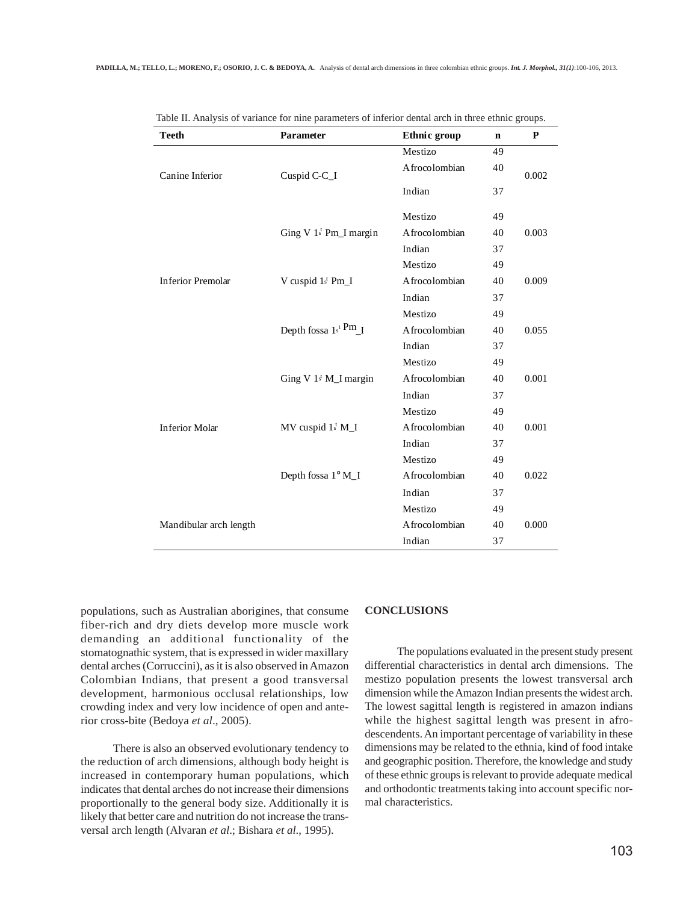Table II. Analysis of variance for nine parameters of inferior dental arch in three ethnic groups.

| Teeth | Parameter | Ethnic group | n | P |
|---|---|---|---|---|
| Canine Inferior | Cuspid C-C_I | Mestizo | 49 | 0.002 |
| | | Afrocolombian | 40 | |
| | | Indian | 37 | |
| Inferior Premolar | Ging V 1st Pm_I margin | Mestizo | 49 | 0.003 |
| | | Afrocolombian | 40 | |
| | | Indian | 37 | |
| | V cuspid 1st Pm_I | Mestizo | 49 | 0.009 |
| | | Afrocolombian | 40 | |
| | | Indian | 37 | |
| | Depth fossa 1st Pm_I | Mestizo | 49 | 0.055 |
| | | Afrocolombian | 40 | |
| | | Indian | 37 | |
| Inferior Molar | Ging V 1st M_I margin | Mestizo | 49 | 0.001 |
| | | Afrocolombian | 40 | |
| | | Indian | 37 | |
| | MV cuspid 1st M_I | Mestizo | 49 | 0.001 |
| | | Afrocolombian | 40 | |
| | | Indian | 37 | |
| | Depth fossa 1° M_I | Mestizo | 49 | 0.022 |
| | | Afrocolombian | 40 | |
| | | Indian | 37 | |
| Mandibular arch length | | Mestizo | 49 | 0.000 |
| | | Afrocolombian | 40 | |
| | | Indian | 37 | |

populations, such as Australian aborigines, that consume fiber-rich and dry diets develop more muscle work demanding an additional functionality of the stomatognathic system, that is expressed in wider maxillary dental arches (Corruccini), as it is also observed in Amazon Colombian Indians, that present a good transversal development, harmonious occlusal relationships, low crowding index and very low incidence of open and anterior cross-bite (Bedoya *et al*., 2005).

There is also an observed evolutionary tendency to the reduction of arch dimensions, although body height is increased in contemporary human populations, which indicates that dental arches do not increase their dimensions proportionally to the general body size. Additionally it is likely that better care and nutrition do not increase the transversal arch length (Alvaran *et al*.; Bishara *et al*., 1995).

## CONCLUSIONS

The populations evaluated in the present study present differential characteristics in dental arch dimensions. The mestizo population presents the lowest transversal arch dimension while the Amazon Indian presents the widest arch. The lowest sagittal length is registered in amazon indians while the highest sagittal length was present in afro-descendents. An important percentage of variability in these dimensions may be related to the ethnia, kind of food intake and geographic position. Therefore, the knowledge and study of these ethnic groups is relevant to provide adequate medical and orthodontic treatments taking into account specific normal characteristics.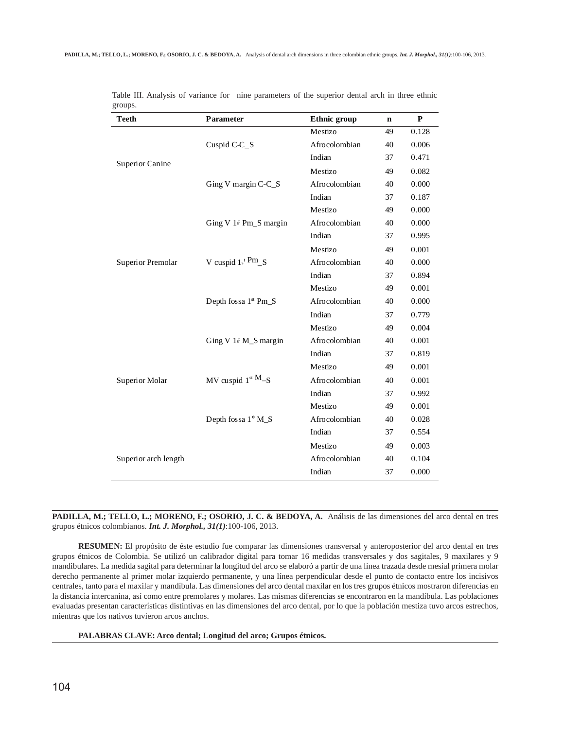Table III. Analysis of variance for nine parameters of the superior dental arch in three ethnic groups.

| Teeth | Parameter | Ethnic group | n | P |
|---|---|---|---|---|
| Superior Canine | Cuspid C-C_S | Mestizo | 49 | 0.128 |
| | | Afrocolombian | 40 | 0.006 |
| | | Indian | 37 | 0.471 |
| | Ging V margin C-C_S | Mestizo | 49 | 0.082 |
| | | Afrocolombian | 40 | 0.000 |
| | | Indian | 37 | 0.187 |
| Superior Premolar | Ging V 1st Pm_S margin | Mestizo | 49 | 0.000 |
| | | Afrocolombian | 40 | 0.000 |
| | | Indian | 37 | 0.995 |
| | V cuspid 1st Pm_S | Mestizo | 49 | 0.001 |
| | | Afrocolombian | 40 | 0.000 |
| | | Indian | 37 | 0.894 |
| | Depth fossa 1st Pm_S | Mestizo | 49 | 0.001 |
| | | Afrocolombian | 40 | 0.000 |
| | | Indian | 37 | 0.779 |
| Superior Molar | Ging V 1st M_S margin | Mestizo | 49 | 0.004 |
| | | Afrocolombian | 40 | 0.001 |
| | | Indian | 37 | 0.819 |
| | MV cuspid 1st M_S | Mestizo | 49 | 0.001 |
| | | Afrocolombian | 40 | 0.001 |
| | | Indian | 37 | 0.992 |
| | Depth fossa 1° M_S | Mestizo | 49 | 0.001 |
| | | Afrocolombian | 40 | 0.028 |
| | | Indian | 37 | 0.554 |
| Superior arch length | | Mestizo | 49 | 0.003 |
| | | Afrocolombian | 40 | 0.104 |
| | | Indian | 37 | 0.000 |

---

**PADILLA, M.; TELLO, L.; MORENO, F.; OSORIO, J. C. & BEDOYA, A.** Análisis de las dimensiones del arco dental en tres grupos étnicos colombianos. ***Int. J. Morphol., 31(1)***:100-106, 2013.

**RESUMEN:** El propósito de éste estudio fue comparar las dimensiones transversal y anteroposterior del arco dental en tres grupos étnicos de Colombia. Se utilizó un calibrador digital para tomar 16 medidas transversales y dos sagitales, 9 maxilares y 9 mandibulares. La medida sagital para determinar la longitud del arco se elaboró a partir de una línea trazada desde mesial primera molar derecho permanente al primer molar izquierdo permanente, y una línea perpendicular desde el punto de contacto entre los incisivos centrales, tanto para el maxilar y mandíbula. Las dimensiones del arco dental maxilar en los tres grupos étnicos mostraron diferencias en la distancia intercanina, así como entre premolares y molares. Las mismas diferencias se encontraron en la mandíbula. Las poblaciones evaluadas presentan características distintivas en las dimensiones del arco dental, por lo que la población mestiza tuvo arcos estrechos, mientras que los nativos tuvieron arcos anchos.

**PALABRAS CLAVE: Arco dental; Longitud del arco; Grupos étnicos.**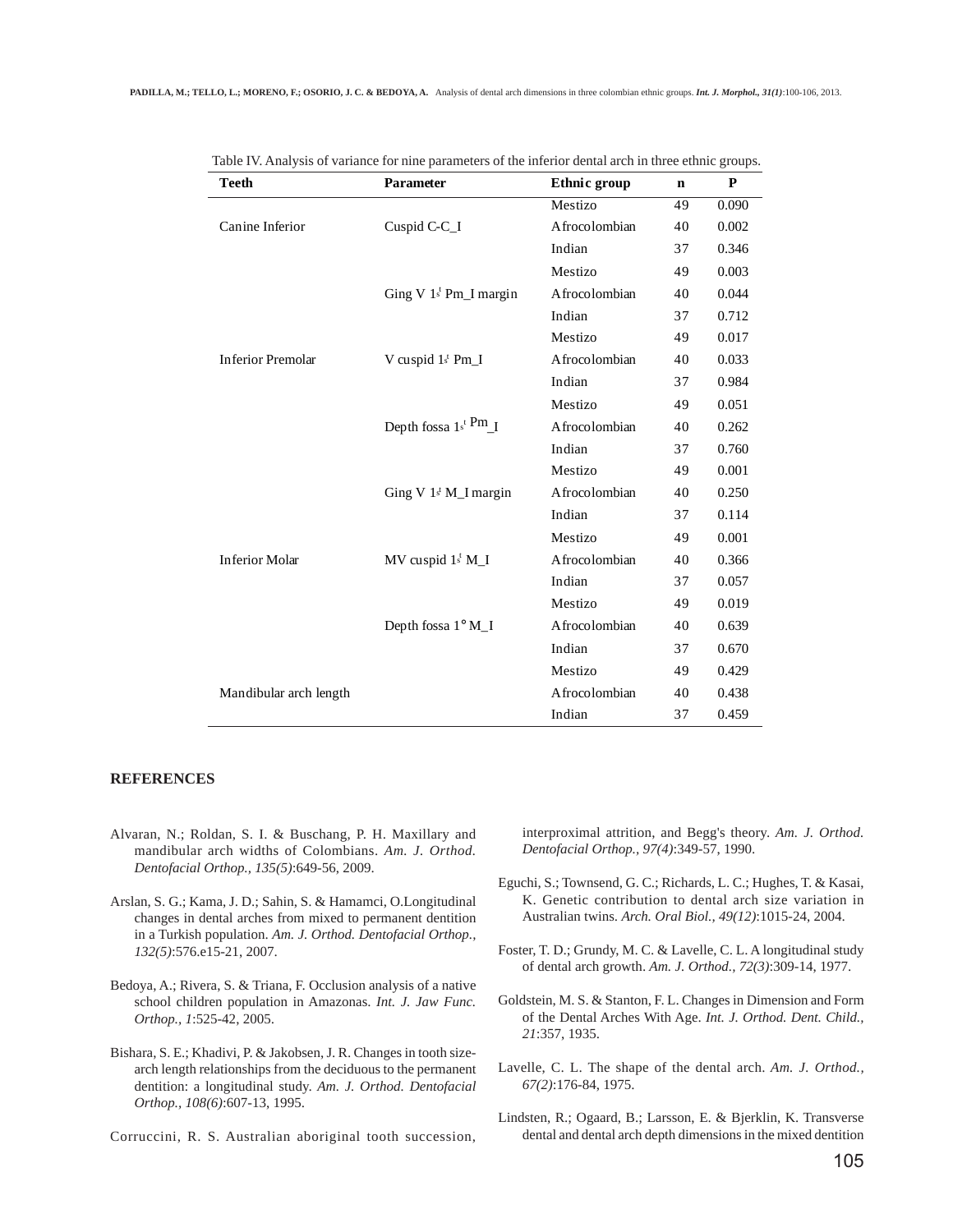Table IV. Analysis of variance for nine parameters of the inferior dental arch in three ethnic groups.

| Teeth | Parameter | Ethnic group | n | P |
|---|---|---|---|---|
| | | Mestizo | 49 | 0.090 |
| Canine Inferior | Cuspid C-C_I | Afrocolombian | 40 | 0.002 |
| | | Indian | 37 | 0.346 |
| | | Mestizo | 49 | 0.003 |
| | Ging V 1st Pm_I margin | Afrocolombian | 40 | 0.044 |
| | | Indian | 37 | 0.712 |
| | | Mestizo | 49 | 0.017 |
| Inferior Premolar | V cuspid 1st Pm_I | Afrocolombian | 40 | 0.033 |
| | | Indian | 37 | 0.984 |
| | | Mestizo | 49 | 0.051 |
| | Depth fossa 1st Pm_I | Afrocolombian | 40 | 0.262 |
| | | Indian | 37 | 0.760 |
| | | Mestizo | 49 | 0.001 |
| | Ging V 1st M_I margin | Afrocolombian | 40 | 0.250 |
| | | Indian | 37 | 0.114 |
| | | Mestizo | 49 | 0.001 |
| Inferior Molar | MV cuspid 1st M_I | Afrocolombian | 40 | 0.366 |
| | | Indian | 37 | 0.057 |
| | | Mestizo | 49 | 0.019 |
| | Depth fossa 1° M_I | Afrocolombian | 40 | 0.639 |
| | | Indian | 37 | 0.670 |
| | | Mestizo | 49 | 0.429 |
| Mandibular arch length | | Afrocolombian | 40 | 0.438 |
| | | Indian | 37 | 0.459 |

## REFERENCES

Alvaran, N.; Roldan, S. I. & Buschang, P. H. Maxillary and mandibular arch widths of Colombians. *Am. J. Orthod. Dentofacial Orthop., 135(5)*:649-56, 2009.

Arslan, S. G.; Kama, J. D.; Sahin, S. & Hamamci, O.Longitudinal changes in dental arches from mixed to permanent dentition in a Turkish population. *Am. J. Orthod. Dentofacial Orthop., 132(5)*:576.e15-21, 2007.

Bedoya, A.; Rivera, S. & Triana, F. Occlusion analysis of a native school children population in Amazonas. *Int. J. Jaw Func. Orthop., 1*:525-42, 2005.

Bishara, S. E.; Khadivi, P. & Jakobsen, J. R. Changes in tooth size-arch length relationships from the deciduous to the permanent dentition: a longitudinal study. *Am. J. Orthod. Dentofacial Orthop., 108(6)*:607-13, 1995.

Corruccini, R. S. Australian aboriginal tooth succession, interproximal attrition, and Begg's theory. *Am. J. Orthod. Dentofacial Orthop., 97(4)*:349-57, 1990.

Eguchi, S.; Townsend, G. C.; Richards, L. C.; Hughes, T. & Kasai, K. Genetic contribution to dental arch size variation in Australian twins. *Arch. Oral Biol., 49(12)*:1015-24, 2004.

Foster, T. D.; Grundy, M. C. & Lavelle, C. L. A longitudinal study of dental arch growth. *Am. J. Orthod., 72(3)*:309-14, 1977.

Goldstein, M. S. & Stanton, F. L. Changes in Dimension and Form of the Dental Arches With Age. *Int. J. Orthod. Dent. Child., 21*:357, 1935.

Lavelle, C. L. The shape of the dental arch. *Am. J. Orthod., 67(2)*:176-84, 1975.

Lindsten, R.; Ogaard, B.; Larsson, E. & Bjerklin, K. Transverse dental and dental arch depth dimensions in the mixed dentition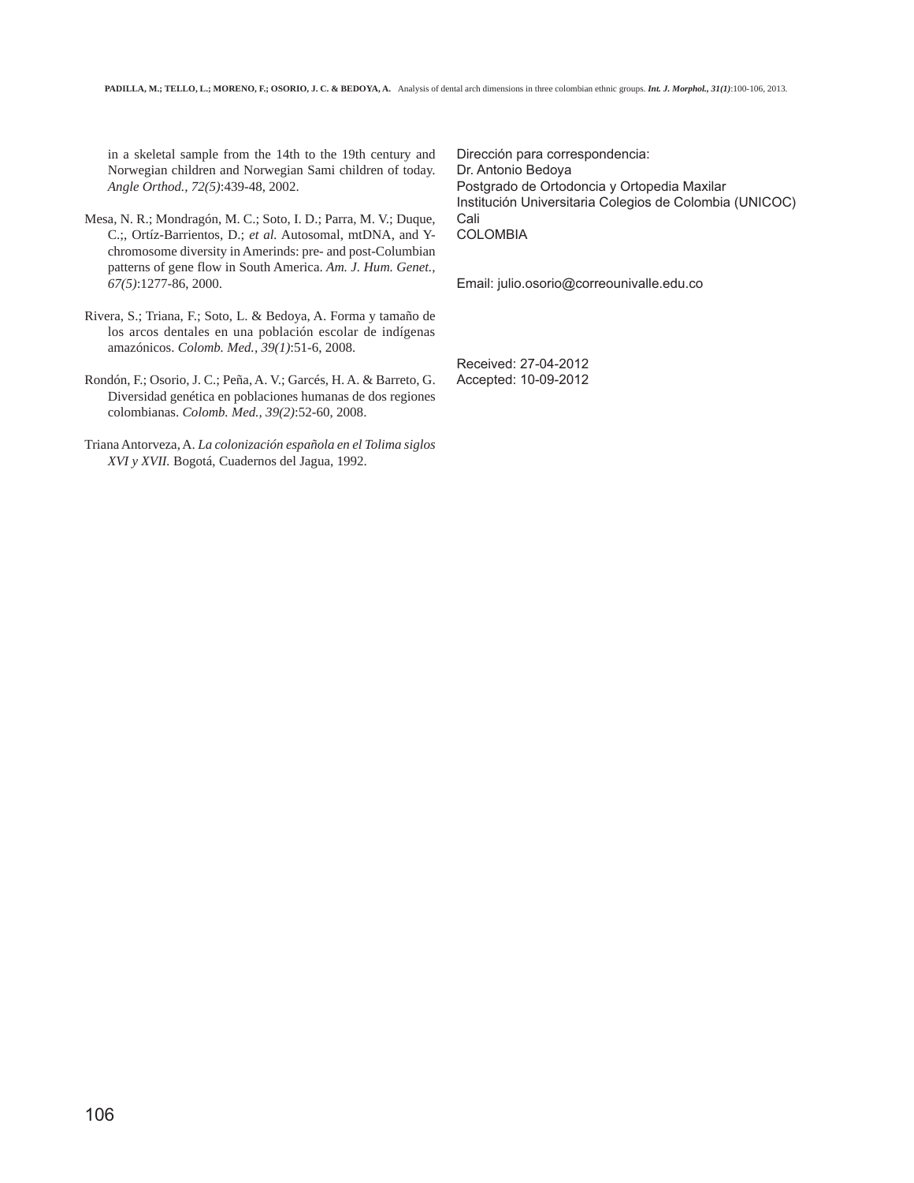in a skeletal sample from the 14th to the 19th century and Norwegian children and Norwegian Sami children of today. *Angle Orthod., 72(5)*:439-48, 2002.

Mesa, N. R.; Mondragón, M. C.; Soto, I. D.; Parra, M. V.; Duque, C.;, Ortíz-Barrientos, D.; *et al.* Autosomal, mtDNA, and Y-chromosome diversity in Amerinds: pre- and post-Columbian patterns of gene flow in South America. *Am. J. Hum. Genet., 67(5)*:1277-86, 2000.

Rivera, S.; Triana, F.; Soto, L. & Bedoya, A. Forma y tamaño de los arcos dentales en una población escolar de indígenas amazónicos. *Colomb. Med., 39(1)*:51-6, 2008.

Rondón, F.; Osorio, J. C.; Peña, A. V.; Garcés, H. A. & Barreto, G. Diversidad genética en poblaciones humanas de dos regiones colombianas. *Colomb. Med., 39(2)*:52-60, 2008.

Triana Antorveza, A. *La colonización española en el Tolima siglos XVI y XVII.* Bogotá, Cuadernos del Jagua, 1992.

Dirección para correspondencia:
Dr. Antonio Bedoya
Postgrado de Ortodoncia y Ortopedia Maxilar
Institución Universitaria Colegios de Colombia (UNICOC)
Cali
COLOMBIA

Email: julio.osorio@correounivalle.edu.co

Received: 27-04-2012
Accepted: 10-09-2012